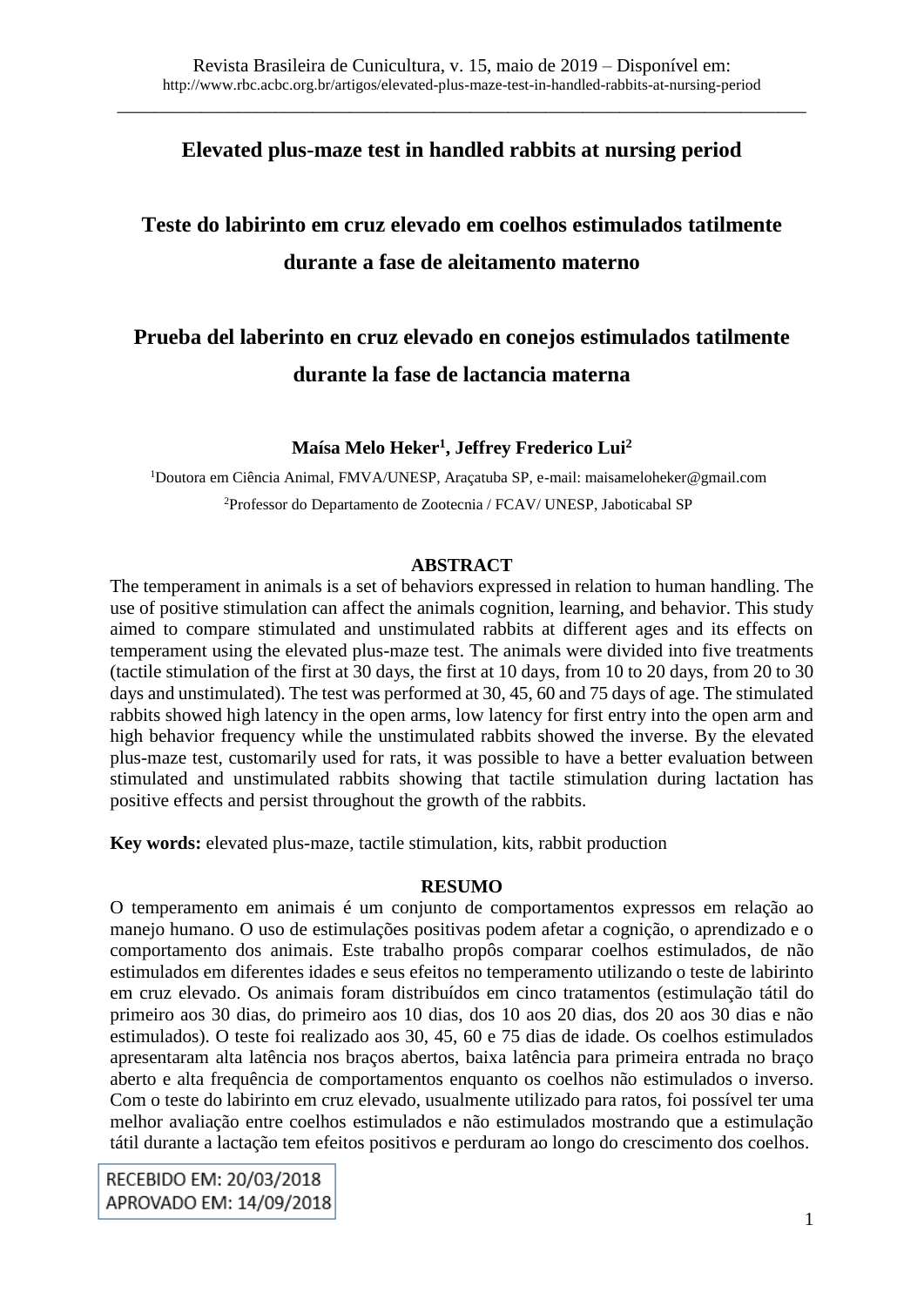# Elevated plus-maze test in handled rabbits at nursing period

# Teste do labirinto em cruz elevado em coelhos estimulados tatilmente durante a fase de aleitamento materno

# Prueba del laberinto en cruz elevado en conejos estimulados tatilmente durante la fase de lactancia materna

**Maísa Melo Heker[1], Jeffrey Frederico Lui[2]**

[1]Doutora em Ciência Animal, FMVA/UNESP, Araçatuba SP, e-mail: maisameloheker@gmail.com

[2]Professor do Departamento de Zootecnia / FCAV/ UNESP, Jaboticabal SP

## ABSTRACT

The temperament in animals is a set of behaviors expressed in relation to human handling. The use of positive stimulation can affect the animals cognition, learning, and behavior. This study aimed to compare stimulated and unstimulated rabbits at different ages and its effects on temperament using the elevated plus-maze test. The animals were divided into five treatments (tactile stimulation of the first at 30 days, the first at 10 days, from 10 to 20 days, from 20 to 30 days and unstimulated). The test was performed at 30, 45, 60 and 75 days of age. The stimulated rabbits showed high latency in the open arms, low latency for first entry into the open arm and high behavior frequency while the unstimulated rabbits showed the inverse. By the elevated plus-maze test, customarily used for rats, it was possible to have a better evaluation between stimulated and unstimulated rabbits showing that tactile stimulation during lactation has positive effects and persist throughout the growth of the rabbits.

**Key words:** elevated plus-maze, tactile stimulation, kits, rabbit production

## RESUMO

O temperamento em animais é um conjunto de comportamentos expressos em relação ao manejo humano. O uso de estimulações positivas podem afetar a cognição, o aprendizado e o comportamento dos animais. Este trabalho propôs comparar coelhos estimulados, de não estimulados em diferentes idades e seus efeitos no temperamento utilizando o teste de labirinto em cruz elevado. Os animais foram distribuídos em cinco tratamentos (estimulação tátil do primeiro aos 30 dias, do primeiro aos 10 dias, dos 10 aos 20 dias, dos 20 aos 30 dias e não estimulados). O teste foi realizado aos 30, 45, 60 e 75 dias de idade. Os coelhos estimulados apresentaram alta latência nos braços abertos, baixa latência para primeira entrada no braço aberto e alta frequência de comportamentos enquanto os coelhos não estimulados o inverso. Com o teste do labirinto em cruz elevado, usualmente utilizado para ratos, foi possível ter uma melhor avaliação entre coelhos estimulados e não estimulados mostrando que a estimulação tátil durante a lactação tem efeitos positivos e perduram ao longo do crescimento dos coelhos.

RECEBIDO EM: 20/03/2018
APROVADO EM: 14/09/2018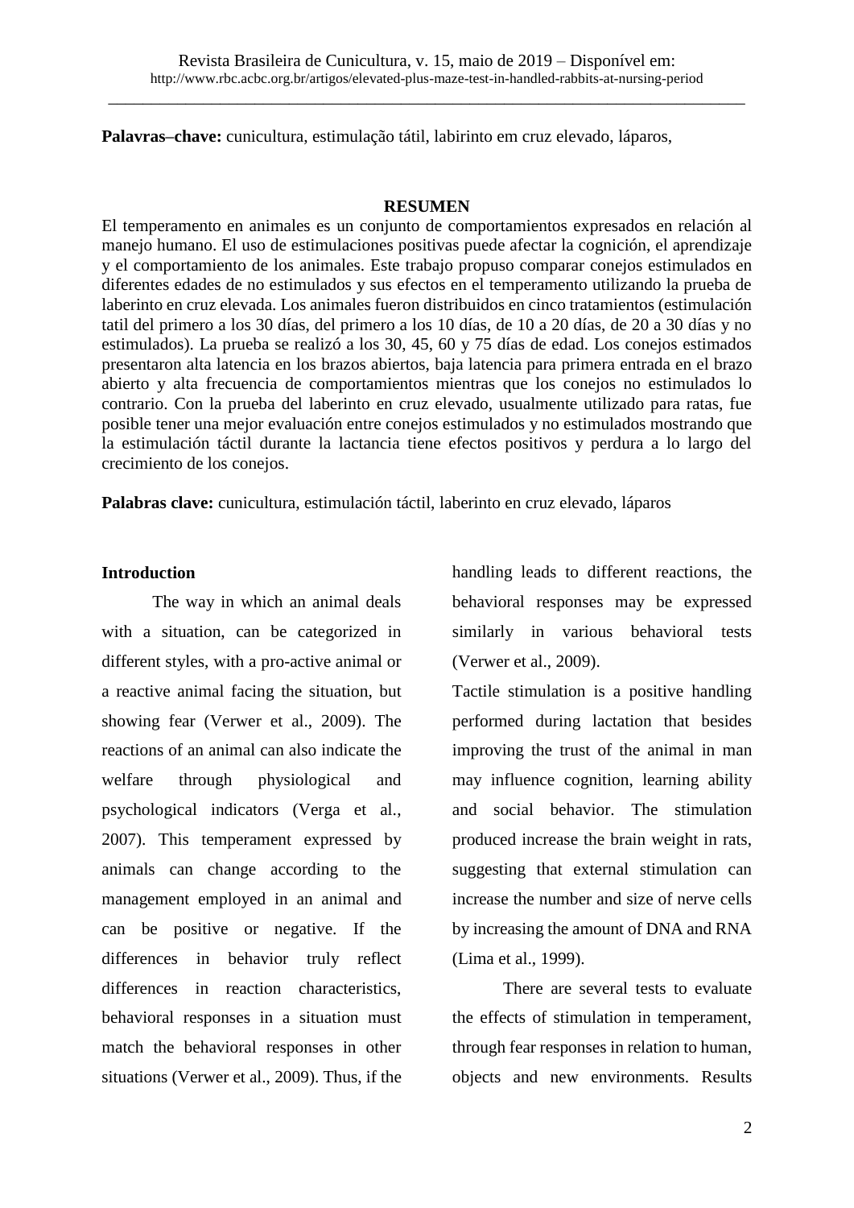**Palavras–chave:** cunicultura, estimulação tátil, labirinto em cruz elevado, láparos,

## RESUMEN

El temperamento en animales es un conjunto de comportamientos expresados en relación al manejo humano. El uso de estimulaciones positivas puede afectar la cognición, el aprendizaje y el comportamiento de los animales. Este trabajo propuso comparar conejos estimulados en diferentes edades de no estimulados y sus efectos en el temperamento utilizando la prueba de laberinto en cruz elevada. Los animales fueron distribuidos en cinco tratamientos (estimulación tatil del primero a los 30 días, del primero a los 10 días, de 10 a 20 días, de 20 a 30 días y no estimulados). La prueba se realizó a los 30, 45, 60 y 75 días de edad. Los conejos estimados presentaron alta latencia en los brazos abiertos, baja latencia para primera entrada en el brazo abierto y alta frecuencia de comportamientos mientras que los conejos no estimulados lo contrario. Con la prueba del laberinto en cruz elevado, usualmente utilizado para ratas, fue posible tener una mejor evaluación entre conejos estimulados y no estimulados mostrando que la estimulación táctil durante la lactancia tiene efectos positivos y perdura a lo largo del crecimiento de los conejos.

**Palabras clave:** cunicultura, estimulación táctil, laberinto en cruz elevado, láparos

## Introduction

The way in which an animal deals with a situation, can be categorized in different styles, with a pro-active animal or a reactive animal facing the situation, but showing fear (Verwer et al., 2009). The reactions of an animal can also indicate the welfare through physiological and psychological indicators (Verga et al., 2007). This temperament expressed by animals can change according to the management employed in an animal and can be positive or negative. If the differences in behavior truly reflect differences in reaction characteristics, behavioral responses in a situation must match the behavioral responses in other situations (Verwer et al., 2009). Thus, if the handling leads to different reactions, the behavioral responses may be expressed similarly in various behavioral tests (Verwer et al., 2009).

Tactile stimulation is a positive handling performed during lactation that besides improving the trust of the animal in man may influence cognition, learning ability and social behavior. The stimulation produced increase the brain weight in rats, suggesting that external stimulation can increase the number and size of nerve cells by increasing the amount of DNA and RNA (Lima et al., 1999).

There are several tests to evaluate the effects of stimulation in temperament, through fear responses in relation to human, objects and new environments. Results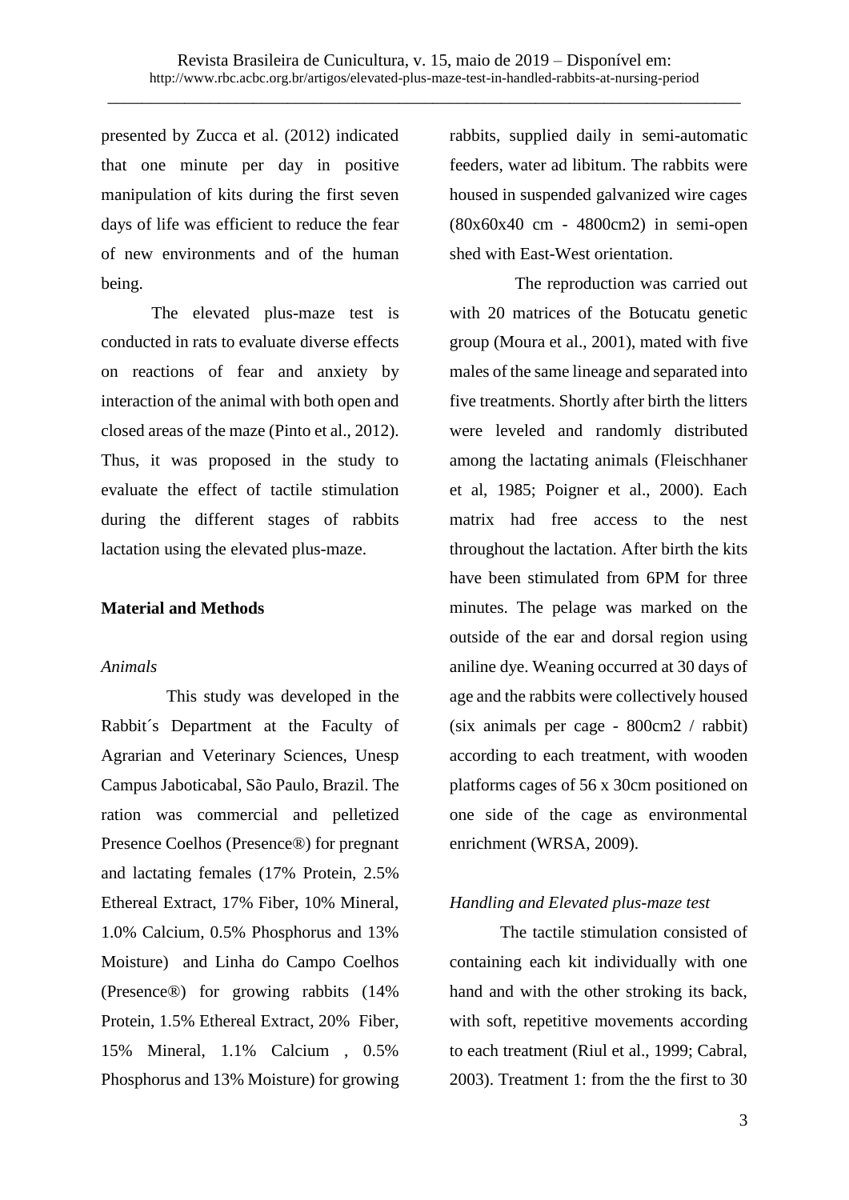presented by Zucca et al. (2012) indicated that one minute per day in positive manipulation of kits during the first seven days of life was efficient to reduce the fear of new environments and of the human being.

The elevated plus-maze test is conducted in rats to evaluate diverse effects on reactions of fear and anxiety by interaction of the animal with both open and closed areas of the maze (Pinto et al., 2012). Thus, it was proposed in the study to evaluate the effect of tactile stimulation during the different stages of rabbits lactation using the elevated plus-maze.

## Material and Methods

### *Animals*

This study was developed in the Rabbit´s Department at the Faculty of Agrarian and Veterinary Sciences, Unesp Campus Jaboticabal, São Paulo, Brazil. The ration was commercial and pelletized Presence Coelhos (Presence®) for pregnant and lactating females (17% Protein, 2.5% Ethereal Extract, 17% Fiber, 10% Mineral, 1.0% Calcium, 0.5% Phosphorus and 13% Moisture) and Linha do Campo Coelhos (Presence®) for growing rabbits (14% Protein, 1.5% Ethereal Extract, 20% Fiber, 15% Mineral, 1.1% Calcium , 0.5% Phosphorus and 13% Moisture) for growing rabbits, supplied daily in semi-automatic feeders, water ad libitum. The rabbits were housed in suspended galvanized wire cages (80x60x40 cm - 4800cm2) in semi-open shed with East-West orientation.

The reproduction was carried out with 20 matrices of the Botucatu genetic group (Moura et al., 2001), mated with five males of the same lineage and separated into five treatments. Shortly after birth the litters were leveled and randomly distributed among the lactating animals (Fleischhaner et al, 1985; Poigner et al., 2000). Each matrix had free access to the nest throughout the lactation. After birth the kits have been stimulated from 6PM for three minutes. The pelage was marked on the outside of the ear and dorsal region using aniline dye. Weaning occurred at 30 days of age and the rabbits were collectively housed (six animals per cage - 800cm2 / rabbit) according to each treatment, with wooden platforms cages of 56 x 30cm positioned on one side of the cage as environmental enrichment (WRSA, 2009).

### *Handling and Elevated plus-maze test*

The tactile stimulation consisted of containing each kit individually with one hand and with the other stroking its back, with soft, repetitive movements according to each treatment (Riul et al., 1999; Cabral, 2003). Treatment 1: from the the first to 30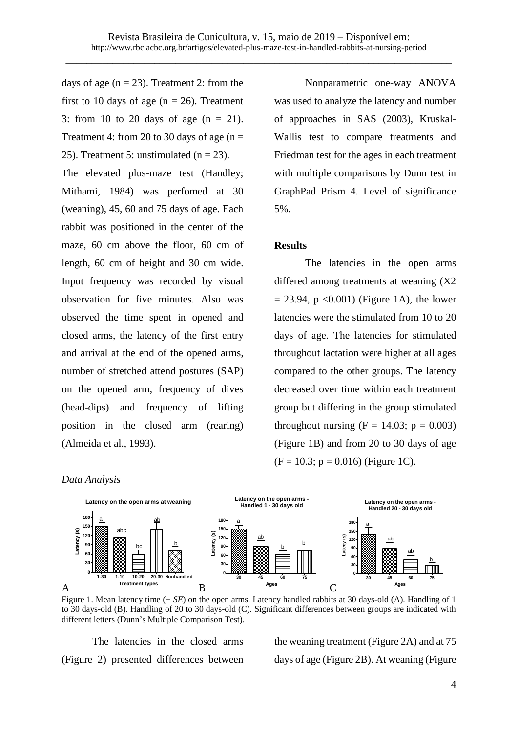days of age (n = 23). Treatment 2: from the first to 10 days of age (n = 26). Treatment 3: from 10 to 20 days of age (n = 21). Treatment 4: from 20 to 30 days of age (n = 25). Treatment 5: unstimulated (n = 23).

The elevated plus-maze test (Handley; Mithami, 1984) was perfomed at 30 (weaning), 45, 60 and 75 days of age. Each rabbit was positioned in the center of the maze, 60 cm above the floor, 60 cm of length, 60 cm of height and 30 cm wide. Input frequency was recorded by visual observation for five minutes. Also was observed the time spent in opened and closed arms, the latency of the first entry and arrival at the end of the opened arms, number of stretched attend postures (SAP) on the opened arm, frequency of dives (head-dips) and frequency of lifting position in the closed arm (rearing) (Almeida et al., 1993).

*Data Analysis*

Nonparametric one-way ANOVA was used to analyze the latency and number of approaches in SAS (2003), Kruskal-Wallis test to compare treatments and Friedman test for the ages in each treatment with multiple comparisons by Dunn test in GraphPad Prism 4. Level of significance 5%.

**Results**

The latencies in the open arms differed among treatments at weaning (X2 = 23.94, p <0.001) (Figure 1A), the lower latencies were the stimulated from 10 to 20 days of age. The latencies for stimulated throughout lactation were higher at all ages compared to the other groups. The latency decreased over time within each treatment group but differing in the group stimulated throughout nursing (F = 14.03; p = 0.003) (Figure 1B) and from 20 to 30 days of age (F = 10.3; p = 0.016) (Figure 1C).

Figure 1. Mean latency time (+ *SE*) on the open arms. Latency handled rabbits at 30 days-old (A). Handling of 1 to 30 days-old (B). Handling of 20 to 30 days-old (C). Significant differences between groups are indicated with different letters (Dunn's Multiple Comparison Test).

The latencies in the closed arms (Figure 2) presented differences between the weaning treatment (Figure 2A) and at 75 days of age (Figure 2B). At weaning (Figure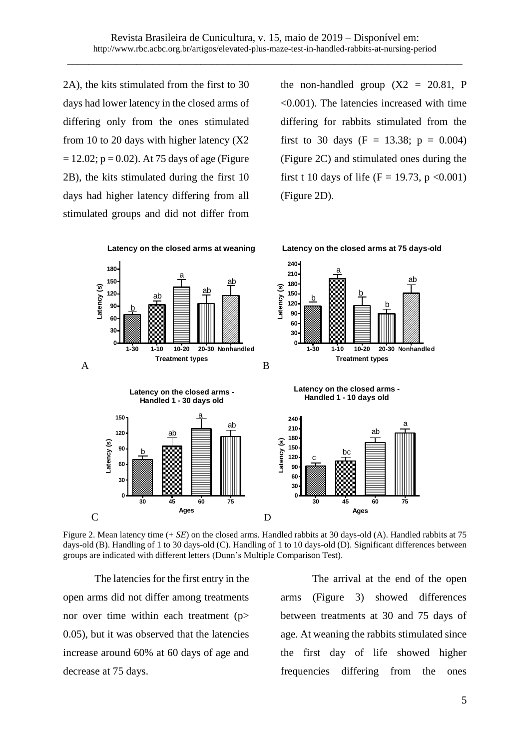2A), the kits stimulated from the first to 30 days had lower latency in the closed arms of differing only from the ones stimulated from 10 to 20 days with higher latency (X2 = 12.02; p = 0.02). At 75 days of age (Figure 2B), the kits stimulated during the first 10 days had higher latency differing from all stimulated groups and did not differ from the non-handled group (X2 = 20.81, P <0.001). The latencies increased with time differing for rabbits stimulated from the first to 30 days (F = 13.38; p = 0.004) (Figure 2C) and stimulated ones during the first t 10 days of life (F = 19.73, p <0.001) (Figure 2D).

Figure 2. Mean latency time (+ *SE*) on the closed arms. Handled rabbits at 30 days-old (A). Handled rabbits at 75 days-old (B). Handling of 1 to 30 days-old (C). Handling of 1 to 10 days-old (D). Significant differences between groups are indicated with different letters (Dunn's Multiple Comparison Test).

The latencies for the first entry in the open arms did not differ among treatments nor over time within each treatment (p> 0.05), but it was observed that the latencies increase around 60% at 60 days of age and decrease at 75 days.

The arrival at the end of the open arms (Figure 3) showed differences between treatments at 30 and 75 days of age. At weaning the rabbits stimulated since the first day of life showed higher frequencies differing from the ones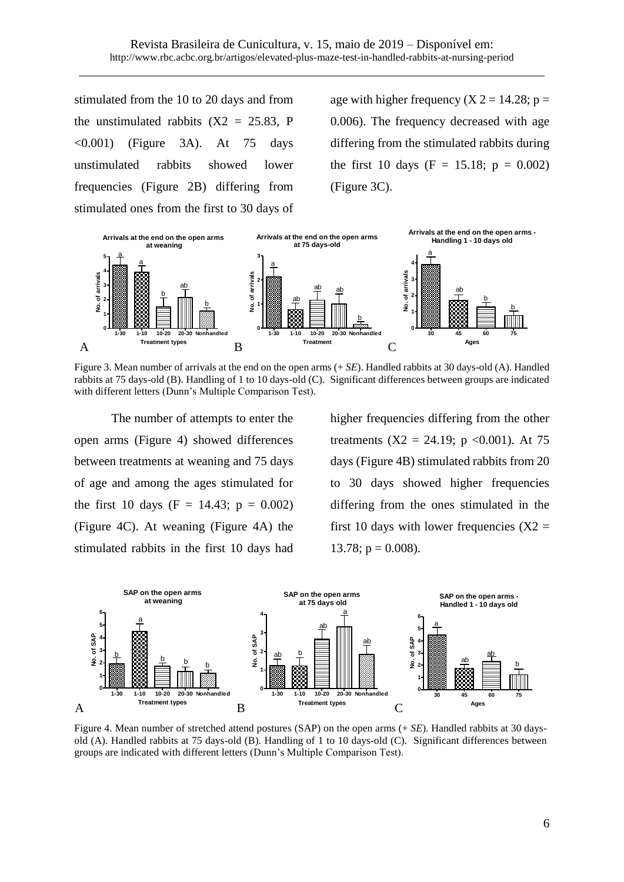stimulated from the 10 to 20 days and from the unstimulated rabbits ($X2 = 25.83$, $P < 0.001$) (Figure 3A). At 75 days unstimulated rabbits showed lower frequencies (Figure 2B) differing from stimulated ones from the first to 30 days of age with higher frequency ($X\ 2 = 14.28$; $p = 0.006$). The frequency decreased with age differing from the stimulated rabbits during the first 10 days ($F = 15.18$; $p = 0.002$) (Figure 3C).

Figure 3. Mean number of arrivals at the end on the open arms (+ *SE*). Handled rabbits at 30 days-old (A). Handled rabbits at 75 days-old (B). Handling of 1 to 10 days-old (C). Significant differences between groups are indicated with different letters (Dunn's Multiple Comparison Test).

The number of attempts to enter the open arms (Figure 4) showed differences between treatments at weaning and 75 days of age and among the ages stimulated for the first 10 days ($F = 14.43$; $p = 0.002$) (Figure 4C). At weaning (Figure 4A) the stimulated rabbits in the first 10 days had higher frequencies differing from the other treatments ($X2 = 24.19$; $p < 0.001$). At 75 days (Figure 4B) stimulated rabbits from 20 to 30 days showed higher frequencies differing from the ones stimulated in the first 10 days with lower frequencies ($X2 = 13.78$; $p = 0.008$).

Figure 4. Mean number of stretched attend postures (SAP) on the open arms (+ *SE*). Handled rabbits at 30 days-old (A). Handled rabbits at 75 days-old (B). Handling of 1 to 10 days-old (C). Significant differences between groups are indicated with different letters (Dunn's Multiple Comparison Test).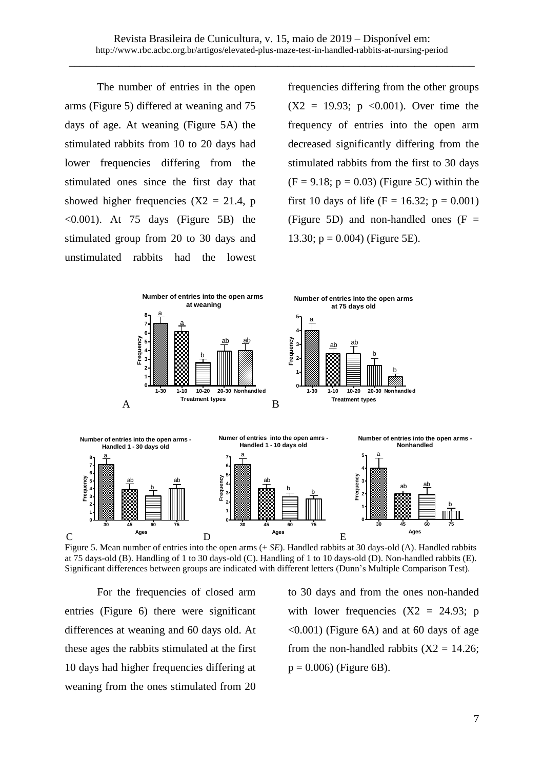The number of entries in the open arms (Figure 5) differed at weaning and 75 days of age. At weaning (Figure 5A) the stimulated rabbits from 10 to 20 days had lower frequencies differing from the stimulated ones since the first day that showed higher frequencies ($X2 = 21.4$, $p < 0.001$). At 75 days (Figure 5B) the stimulated group from 20 to 30 days and unstimulated rabbits had the lowest frequencies differing from the other groups ($X2 = 19.93$; $p < 0.001$). Over time the frequency of entries into the open arm decreased significantly differing from the stimulated rabbits from the first to 30 days ($F = 9.18$; $p = 0.03$) (Figure 5C) within the first 10 days of life ($F = 16.32$; $p = 0.001$) (Figure 5D) and non-handled ones ($F = 13.30$; $p = 0.004$) (Figure 5E).

Figure 5. Mean number of entries into the open arms (+ *SE*). Handled rabbits at 30 days-old (A). Handled rabbits at 75 days-old (B). Handling of 1 to 30 days-old (C). Handling of 1 to 10 days-old (D). Non-handled rabbits (E). Significant differences between groups are indicated with different letters (Dunn's Multiple Comparison Test).

For the frequencies of closed arm entries (Figure 6) there were significant differences at weaning and 60 days old. At these ages the rabbits stimulated at the first 10 days had higher frequencies differing at weaning from the ones stimulated from 20 to 30 days and from the ones non-handed with lower frequencies ($X2 = 24.93$; $p < 0.001$) (Figure 6A) and at 60 days of age from the non-handled rabbits ($X2 = 14.26$; $p = 0.006$) (Figure 6B).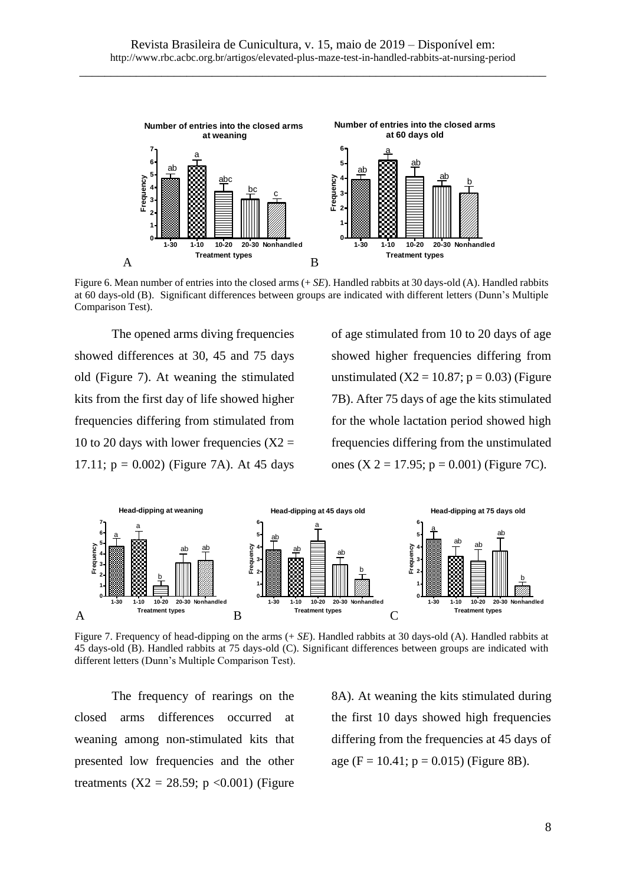Figure 6. Mean number of entries into the closed arms (+ *SE*). Handled rabbits at 30 days-old (A). Handled rabbits at 60 days-old (B). Significant differences between groups are indicated with different letters (Dunn's Multiple Comparison Test).

The opened arms diving frequencies showed differences at 30, 45 and 75 days old (Figure 7). At weaning the stimulated kits from the first day of life showed higher frequencies differing from stimulated from 10 to 20 days with lower frequencies ($X2 = 17.11$; $p = 0.002$) (Figure 7A). At 45 days of age stimulated from 10 to 20 days of age showed higher frequencies differing from unstimulated ($X2 = 10.87$; $p = 0.03$) (Figure 7B). After 75 days of age the kits stimulated for the whole lactation period showed high frequencies differing from the unstimulated ones ($X\ 2 = 17.95$; $p = 0.001$) (Figure 7C).

Figure 7. Frequency of head-dipping on the arms (+ *SE*). Handled rabbits at 30 days-old (A). Handled rabbits at 45 days-old (B). Handled rabbits at 75 days-old (C). Significant differences between groups are indicated with different letters (Dunn's Multiple Comparison Test).

The frequency of rearings on the closed arms differences occurred at weaning among non-stimulated kits that presented low frequencies and the other treatments ($X2 = 28.59$; $p < 0.001$) (Figure 8A). At weaning the kits stimulated during the first 10 days showed high frequencies differing from the frequencies at 45 days of age ($F = 10.41$; $p = 0.015$) (Figure 8B).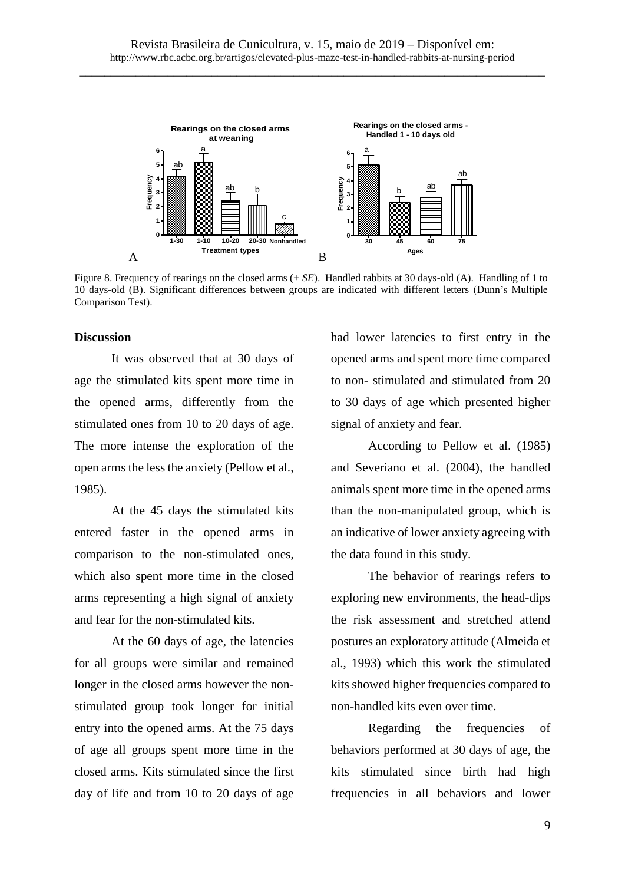Figure 8. Frequency of rearings on the closed arms (+ *SE*). Handled rabbits at 30 days-old (A). Handling of 1 to 10 days-old (B). Significant differences between groups are indicated with different letters (Dunn's Multiple Comparison Test).

## Discussion

It was observed that at 30 days of age the stimulated kits spent more time in the opened arms, differently from the stimulated ones from 10 to 20 days of age. The more intense the exploration of the open arms the less the anxiety (Pellow et al., 1985).

At the 45 days the stimulated kits entered faster in the opened arms in comparison to the non-stimulated ones, which also spent more time in the closed arms representing a high signal of anxiety and fear for the non-stimulated kits.

At the 60 days of age, the latencies for all groups were similar and remained longer in the closed arms however the non-stimulated group took longer for initial entry into the opened arms. At the 75 days of age all groups spent more time in the closed arms. Kits stimulated since the first day of life and from 10 to 20 days of age had lower latencies to first entry in the opened arms and spent more time compared to non- stimulated and stimulated from 20 to 30 days of age which presented higher signal of anxiety and fear.

According to Pellow et al. (1985) and Severiano et al. (2004), the handled animals spent more time in the opened arms than the non-manipulated group, which is an indicative of lower anxiety agreeing with the data found in this study.

The behavior of rearings refers to exploring new environments, the head-dips the risk assessment and stretched attend postures an exploratory attitude (Almeida et al., 1993) which this work the stimulated kits showed higher frequencies compared to non-handled kits even over time.

Regarding the frequencies of behaviors performed at 30 days of age, the kits stimulated since birth had high frequencies in all behaviors and lower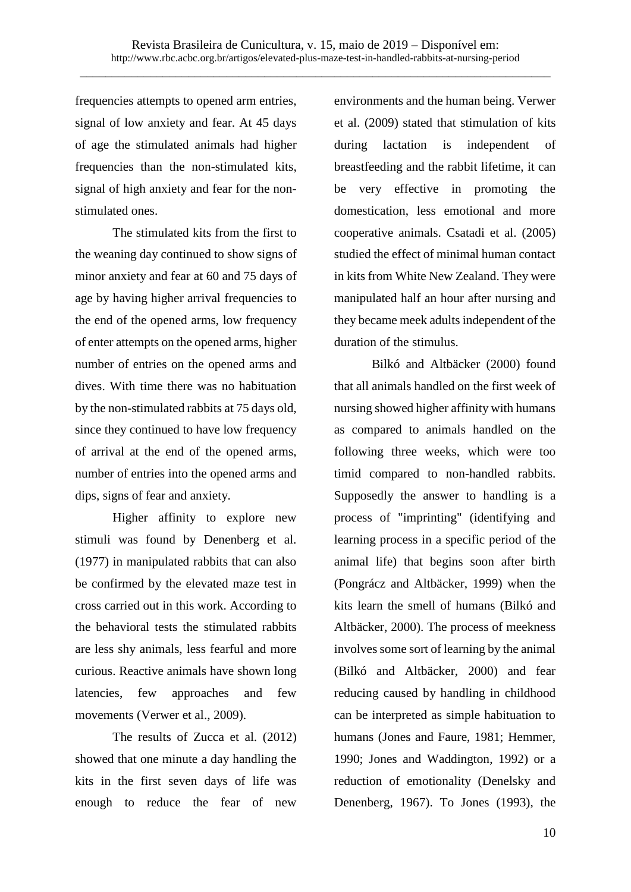frequencies attempts to opened arm entries, signal of low anxiety and fear. At 45 days of age the stimulated animals had higher frequencies than the non-stimulated kits, signal of high anxiety and fear for the non-stimulated ones.

The stimulated kits from the first to the weaning day continued to show signs of minor anxiety and fear at 60 and 75 days of age by having higher arrival frequencies to the end of the opened arms, low frequency of enter attempts on the opened arms, higher number of entries on the opened arms and dives. With time there was no habituation by the non-stimulated rabbits at 75 days old, since they continued to have low frequency of arrival at the end of the opened arms, number of entries into the opened arms and dips, signs of fear and anxiety.

Higher affinity to explore new stimuli was found by Denenberg et al. (1977) in manipulated rabbits that can also be confirmed by the elevated maze test in cross carried out in this work. According to the behavioral tests the stimulated rabbits are less shy animals, less fearful and more curious. Reactive animals have shown long latencies, few approaches and few movements (Verwer et al., 2009).

The results of Zucca et al. (2012) showed that one minute a day handling the kits in the first seven days of life was enough to reduce the fear of new environments and the human being. Verwer et al. (2009) stated that stimulation of kits during lactation is independent of breastfeeding and the rabbit lifetime, it can be very effective in promoting the domestication, less emotional and more cooperative animals. Csatadi et al. (2005) studied the effect of minimal human contact in kits from White New Zealand. They were manipulated half an hour after nursing and they became meek adults independent of the duration of the stimulus.

Bilkó and Altbäcker (2000) found that all animals handled on the first week of nursing showed higher affinity with humans as compared to animals handled on the following three weeks, which were too timid compared to non-handled rabbits. Supposedly the answer to handling is a process of "imprinting" (identifying and learning process in a specific period of the animal life) that begins soon after birth (Pongrácz and Altbäcker, 1999) when the kits learn the smell of humans (Bilkó and Altbäcker, 2000). The process of meekness involves some sort of learning by the animal (Bilkó and Altbäcker, 2000) and fear reducing caused by handling in childhood can be interpreted as simple habituation to humans (Jones and Faure, 1981; Hemmer, 1990; Jones and Waddington, 1992) or a reduction of emotionality (Denelsky and Denenberg, 1967). To Jones (1993), the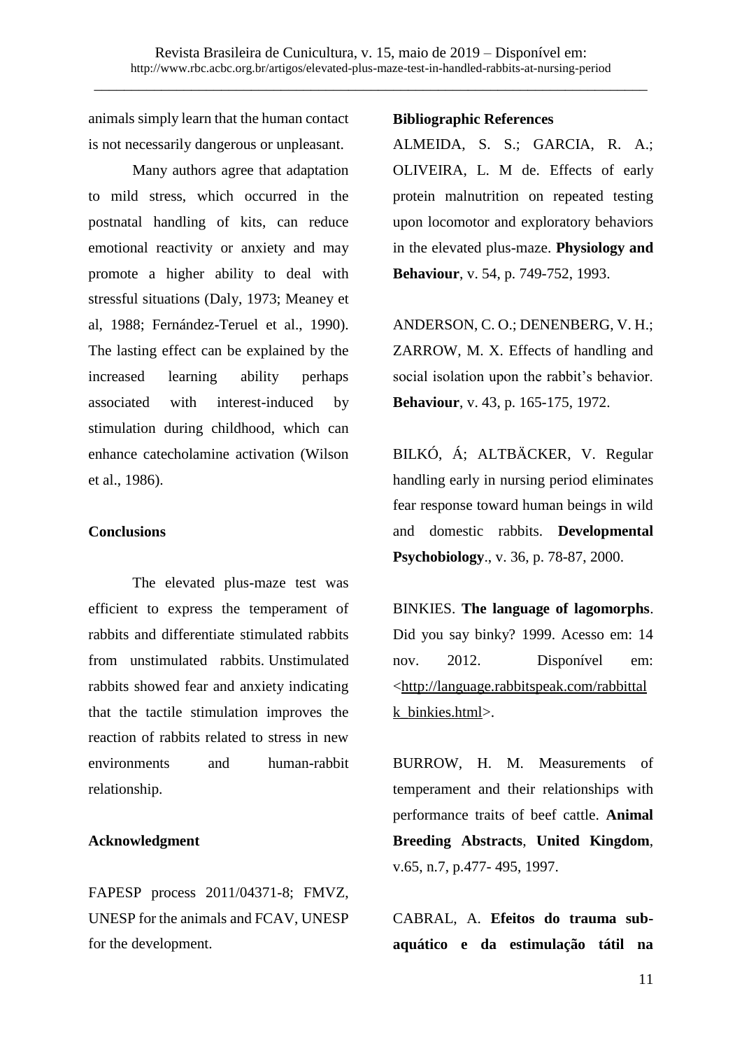animals simply learn that the human contact is not necessarily dangerous or unpleasant.

Many authors agree that adaptation to mild stress, which occurred in the postnatal handling of kits, can reduce emotional reactivity or anxiety and may promote a higher ability to deal with stressful situations (Daly, 1973; Meaney et al, 1988; Fernández-Teruel et al., 1990). The lasting effect can be explained by the increased learning ability perhaps associated with interest-induced by stimulation during childhood, which can enhance catecholamine activation (Wilson et al., 1986).

## Conclusions

The elevated plus-maze test was efficient to express the temperament of rabbits and differentiate stimulated rabbits from unstimulated rabbits. Unstimulated rabbits showed fear and anxiety indicating that the tactile stimulation improves the reaction of rabbits related to stress in new environments and human-rabbit relationship.

## Acknowledgment

FAPESP process 2011/04371-8; FMVZ, UNESP for the animals and FCAV, UNESP for the development.

## Bibliographic References

ALMEIDA, S. S.; GARCIA, R. A.; OLIVEIRA, L. M de. Effects of early protein malnutrition on repeated testing upon locomotor and exploratory behaviors in the elevated plus-maze. **Physiology and Behaviour**, v. 54, p. 749-752, 1993.

ANDERSON, C. O.; DENENBERG, V. H.; ZARROW, M. X. Effects of handling and social isolation upon the rabbit's behavior. **Behaviour**, v. 43, p. 165-175, 1972.

BILKÓ, Á; ALTBÄCKER, V. Regular handling early in nursing period eliminates fear response toward human beings in wild and domestic rabbits. **Developmental Psychobiology**., v. 36, p. 78-87, 2000.

BINKIES. **The language of lagomorphs**. Did you say binky? 1999. Acesso em: 14 nov. 2012. Disponível em: <http://language.rabbitspeak.com/rabbittalk_binkies.html>.

BURROW, H. M. Measurements of temperament and their relationships with performance traits of beef cattle. **Animal Breeding Abstracts**, **United Kingdom**, v.65, n.7, p.477- 495, 1997.

CABRAL, A. **Efeitos do trauma sub-aquático e da estimulação tátil na**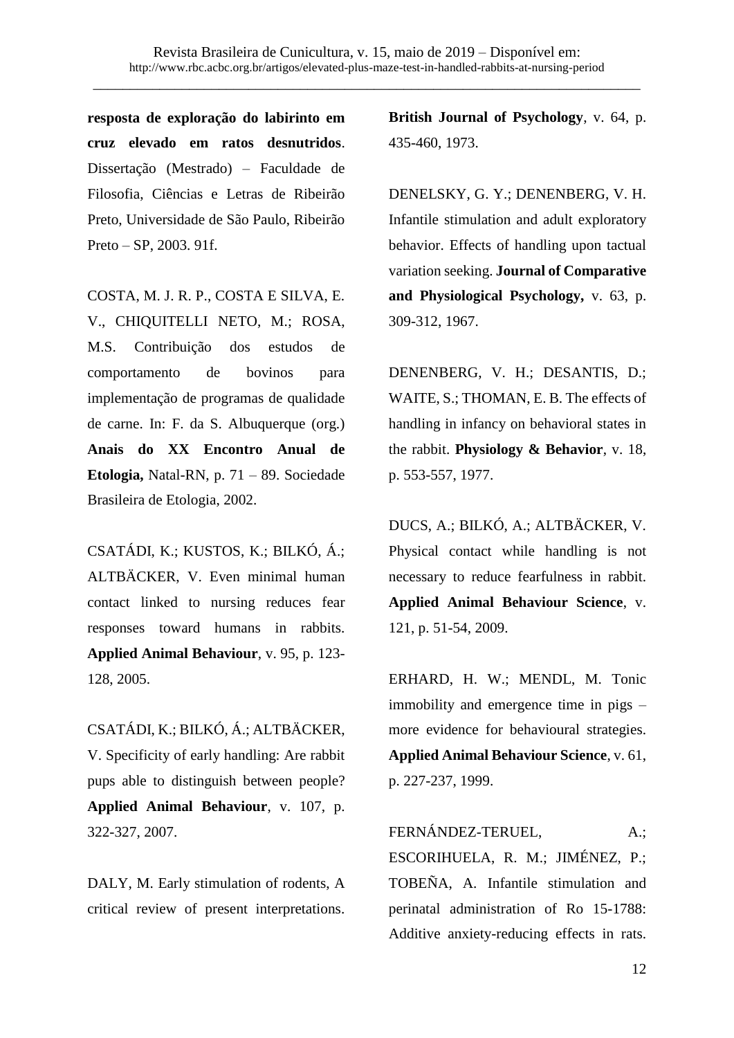**resposta de exploração do labirinto em cruz elevado em ratos desnutridos**. Dissertação (Mestrado) – Faculdade de Filosofia, Ciências e Letras de Ribeirão Preto, Universidade de São Paulo, Ribeirão Preto – SP, 2003. 91f.

COSTA, M. J. R. P., COSTA E SILVA, E. V., CHIQUITELLI NETO, M.; ROSA, M.S. Contribuição dos estudos de comportamento de bovinos para implementação de programas de qualidade de carne. In: F. da S. Albuquerque (org.) **Anais do XX Encontro Anual de Etologia,** Natal-RN, p. 71 – 89. Sociedade Brasileira de Etologia, 2002.

CSATÁDI, K.; KUSTOS, K.; BILKÓ, Á.; ALTBÄCKER, V. Even minimal human contact linked to nursing reduces fear responses toward humans in rabbits. **Applied Animal Behaviour**, v. 95, p. 123-128, 2005.

CSATÁDI, K.; BILKÓ, Á.; ALTBÄCKER, V. Specificity of early handling: Are rabbit pups able to distinguish between people? **Applied Animal Behaviour**, v. 107, p. 322-327, 2007.

DALY, M. Early stimulation of rodents, A critical review of present interpretations. **British Journal of Psychology**, v. 64, p. 435-460, 1973.

DENELSKY, G. Y.; DENENBERG, V. H. Infantile stimulation and adult exploratory behavior. Effects of handling upon tactual variation seeking. **Journal of Comparative and Physiological Psychology,** v. 63, p. 309-312, 1967.

DENENBERG, V. H.; DESANTIS, D.; WAITE, S.; THOMAN, E. B. The effects of handling in infancy on behavioral states in the rabbit. **Physiology & Behavior**, v. 18, p. 553-557, 1977.

DUCS, A.; BILKÓ, A.; ALTBÄCKER, V. Physical contact while handling is not necessary to reduce fearfulness in rabbit. **Applied Animal Behaviour Science**, v. 121, p. 51-54, 2009.

ERHARD, H. W.; MENDL, M. Tonic immobility and emergence time in pigs – more evidence for behavioural strategies. **Applied Animal Behaviour Science**, v. 61, p. 227-237, 1999.

FERNÁNDEZ-TERUEL, A.; ESCORIHUELA, R. M.; JIMÉNEZ, P.; TOBEÑA, A. Infantile stimulation and perinatal administration of Ro 15-1788: Additive anxiety-reducing effects in rats.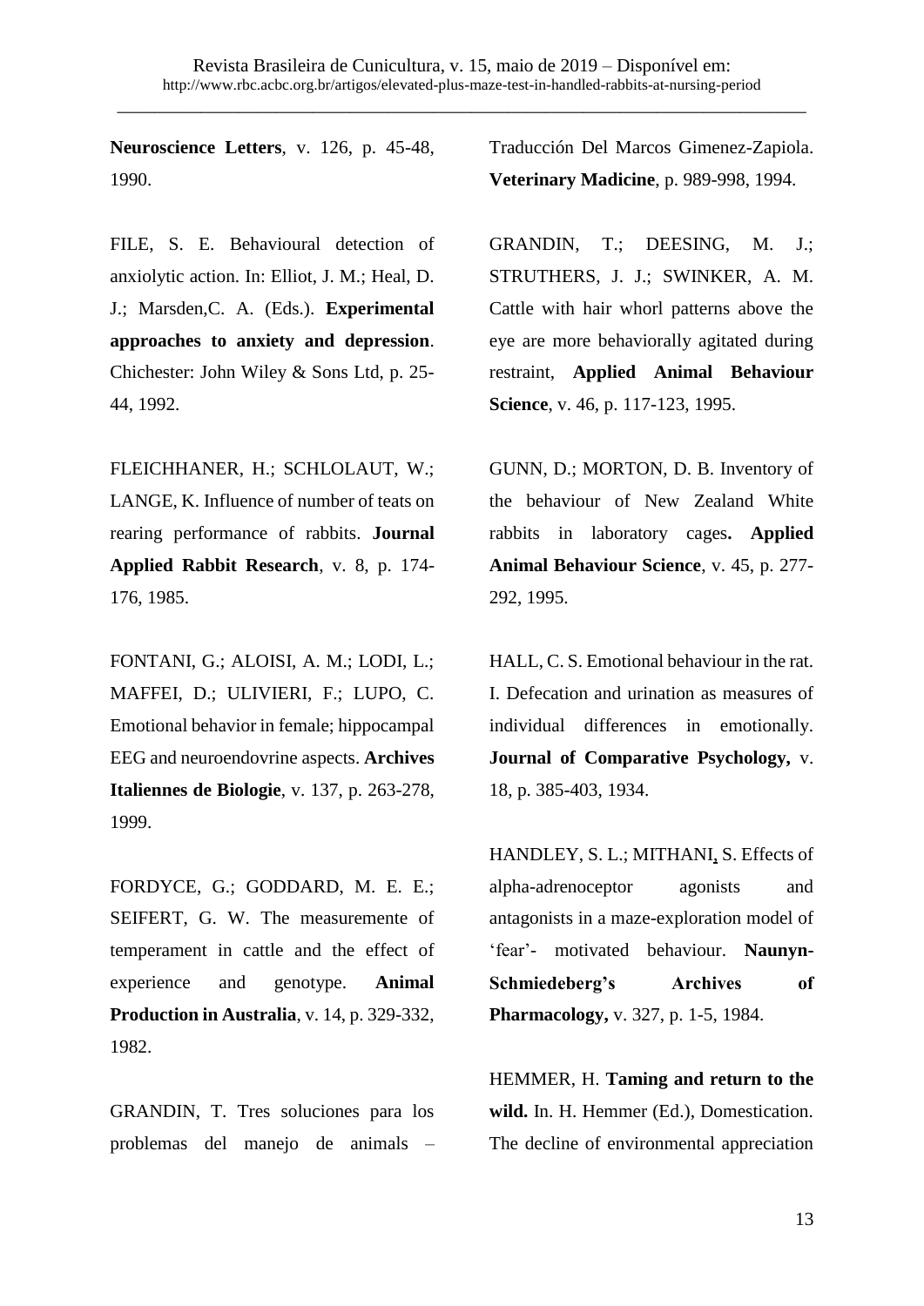**Neuroscience Letters**, v. 126, p. 45-48, 1990.

FILE, S. E. Behavioural detection of anxiolytic action. In: Elliot, J. M.; Heal, D. J.; Marsden,C. A. (Eds.). **Experimental approaches to anxiety and depression**. Chichester: John Wiley & Sons Ltd, p. 25-44, 1992.

FLEICHHANER, H.; SCHLOLAUT, W.; LANGE, K. Influence of number of teats on rearing performance of rabbits. **Journal Applied Rabbit Research**, v. 8, p. 174-176, 1985.

FONTANI, G.; ALOISI, A. M.; LODI, L.; MAFFEI, D.; ULIVIERI, F.; LUPO, C. Emotional behavior in female; hippocampal EEG and neuroendovrine aspects. **Archives Italiennes de Biologie**, v. 137, p. 263-278, 1999.

FORDYCE, G.; GODDARD, M. E. E.; SEIFERT, G. W. The measuremente of temperament in cattle and the effect of experience and genotype. **Animal Production in Australia**, v. 14, p. 329-332, 1982.

GRANDIN, T. Tres soluciones para los problemas del manejo de animals – Traducción Del Marcos Gimenez-Zapiola. **Veterinary Madicine**, p. 989-998, 1994.

GRANDIN, T.; DEESING, M. J.; STRUTHERS, J. J.; SWINKER, A. M. Cattle with hair whorl patterns above the eye are more behaviorally agitated during restraint, **Applied Animal Behaviour Science**, v. 46, p. 117-123, 1995.

GUNN, D.; MORTON, D. B. Inventory of the behaviour of New Zealand White rabbits in laboratory cages**. Applied Animal Behaviour Science**, v. 45, p. 277-292, 1995.

HALL, C. S. Emotional behaviour in the rat. I. Defecation and urination as measures of individual differences in emotionally. **Journal of Comparative Psychology,** v. 18, p. 385-403, 1934.

HANDLEY, S. L.; MITHANI, S. Effects of alpha-adrenoceptor agonists and antagonists in a maze-exploration model of 'fear'- motivated behaviour. **Naunyn-Schmiedeberg's Archives of Pharmacology,** v. 327, p. 1-5, 1984.

HEMMER, H. **Taming and return to the wild.** In. H. Hemmer (Ed.), Domestication. The decline of environmental appreciation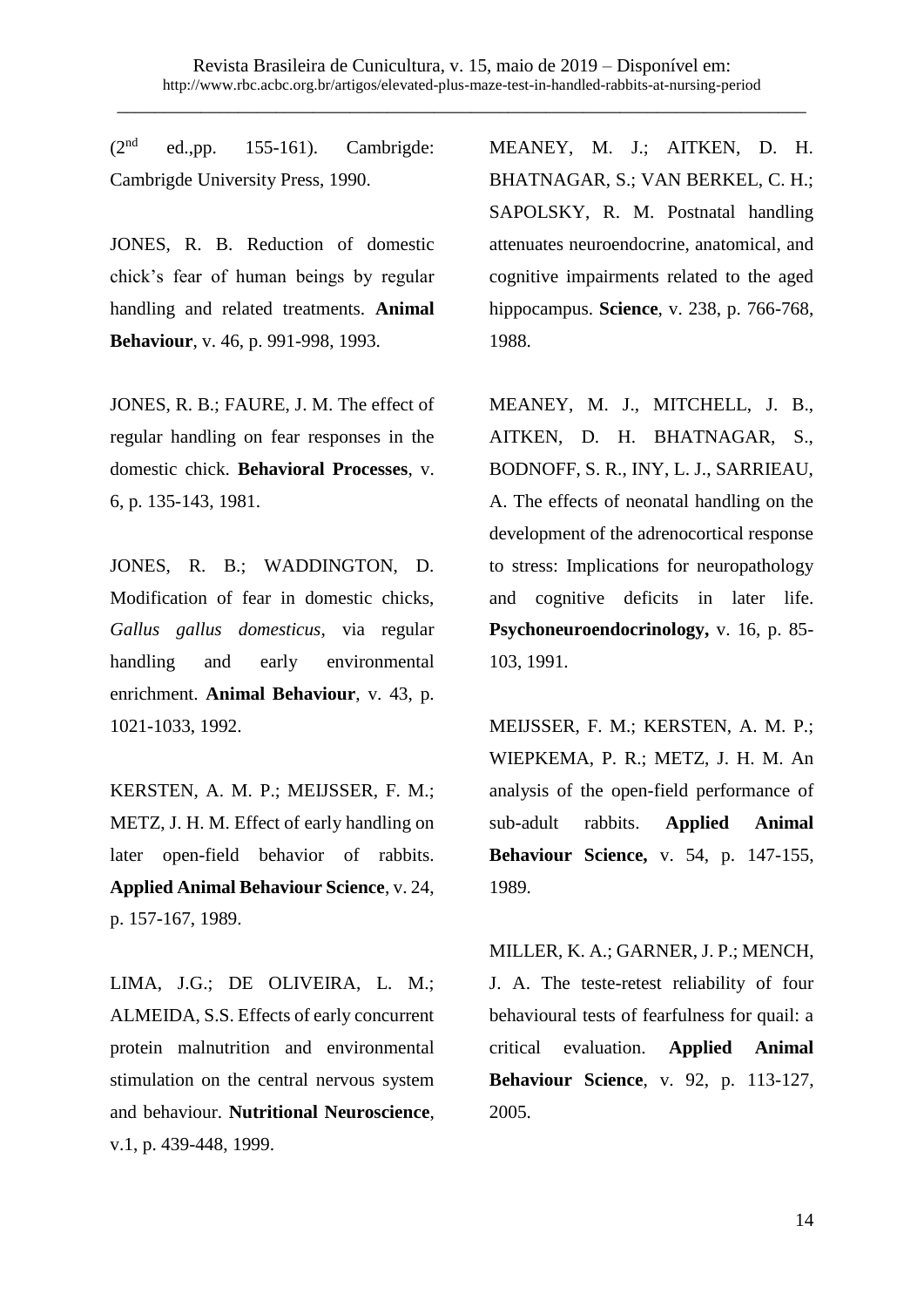(2nd ed.,pp. 155-161). Cambrigde: Cambrigde University Press, 1990.

JONES, R. B. Reduction of domestic chick's fear of human beings by regular handling and related treatments. **Animal Behaviour**, v. 46, p. 991-998, 1993.

JONES, R. B.; FAURE, J. M. The effect of regular handling on fear responses in the domestic chick. **Behavioral Processes**, v. 6, p. 135-143, 1981.

JONES, R. B.; WADDINGTON, D. Modification of fear in domestic chicks, *Gallus gallus domesticus*, via regular handling and early environmental enrichment. **Animal Behaviour**, v. 43, p. 1021-1033, 1992.

KERSTEN, A. M. P.; MEIJSSER, F. M.; METZ, J. H. M. Effect of early handling on later open-field behavior of rabbits. **Applied Animal Behaviour Science**, v. 24, p. 157-167, 1989.

LIMA, J.G.; DE OLIVEIRA, L. M.; ALMEIDA, S.S. Effects of early concurrent protein malnutrition and environmental stimulation on the central nervous system and behaviour. **Nutritional Neuroscience**, v.1, p. 439-448, 1999.

MEANEY, M. J.; AITKEN, D. H. BHATNAGAR, S.; VAN BERKEL, C. H.; SAPOLSKY, R. M. Postnatal handling attenuates neuroendocrine, anatomical, and cognitive impairments related to the aged hippocampus. **Science**, v. 238, p. 766-768, 1988.

MEANEY, M. J., MITCHELL, J. B., AITKEN, D. H. BHATNAGAR, S., BODNOFF, S. R., INY, L. J., SARRIEAU, A. The effects of neonatal handling on the development of the adrenocortical response to stress: Implications for neuropathology and cognitive deficits in later life. **Psychoneuroendocrinology,** v. 16, p. 85-103, 1991.

MEIJSSER, F. M.; KERSTEN, A. M. P.; WIEPKEMA, P. R.; METZ, J. H. M. An analysis of the open-field performance of sub-adult rabbits. **Applied Animal Behaviour Science,** v. 54, p. 147-155, 1989.

MILLER, K. A.; GARNER, J. P.; MENCH, J. A. The teste-retest reliability of four behavioural tests of fearfulness for quail: a critical evaluation. **Applied Animal Behaviour Science**, v. 92, p. 113-127, 2005.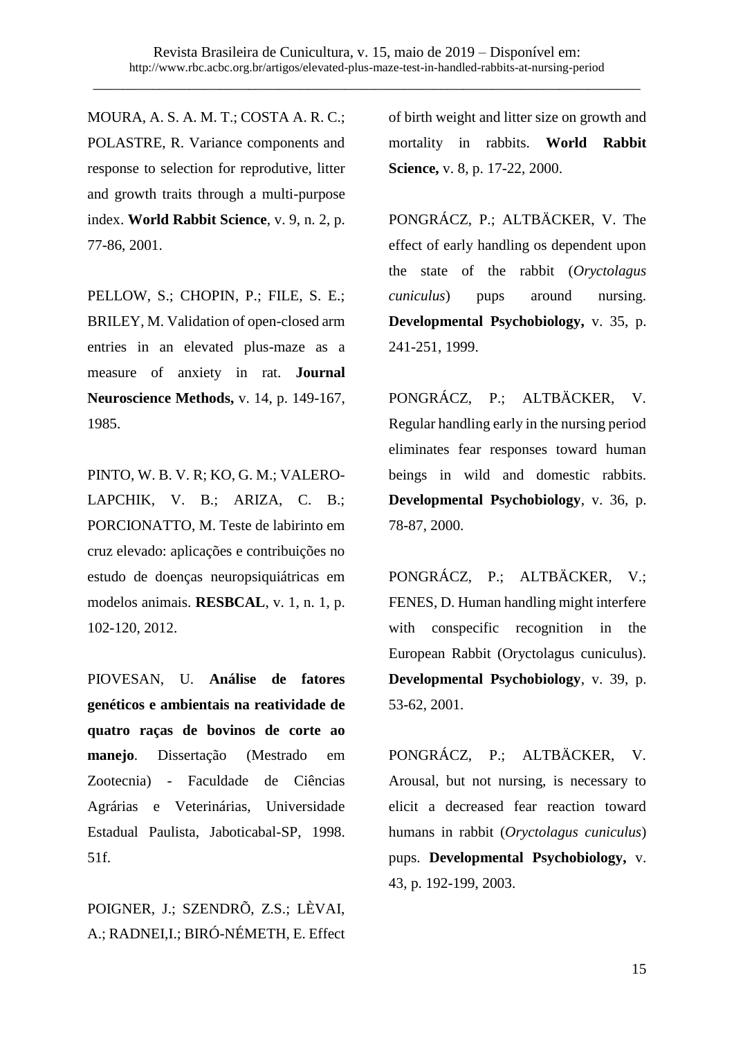MOURA, A. S. A. M. T.; COSTA A. R. C.; POLASTRE, R. Variance components and response to selection for reprodutive, litter and growth traits through a multi-purpose index. **World Rabbit Science**, v. 9, n. 2, p. 77-86, 2001.

PELLOW, S.; CHOPIN, P.; FILE, S. E.; BRILEY, M. Validation of open-closed arm entries in an elevated plus-maze as a measure of anxiety in rat. **Journal Neuroscience Methods,** v. 14, p. 149-167, 1985.

PINTO, W. B. V. R; KO, G. M.; VALERO-LAPCHIK, V. B.; ARIZA, C. B.; PORCIONATTO, M. Teste de labirinto em cruz elevado: aplicações e contribuições no estudo de doenças neuropsiquiátricas em modelos animais. **RESBCAL**, v. 1, n. 1, p. 102-120, 2012.

PIOVESAN, U. **Análise de fatores genéticos e ambientais na reatividade de quatro raças de bovinos de corte ao manejo**. Dissertação (Mestrado em Zootecnia) - Faculdade de Ciências Agrárias e Veterinárias, Universidade Estadual Paulista, Jaboticabal-SP, 1998. 51f.

POIGNER, J.; SZENDRÕ, Z.S.; LÈVAI, A.; RADNEI,I.; BIRÓ-NÉMETH, E. Effect of birth weight and litter size on growth and mortality in rabbits. **World Rabbit Science,** v. 8, p. 17-22, 2000.

PONGRÁCZ, P.; ALTBÄCKER, V. The effect of early handling os dependent upon the state of the rabbit (*Oryctolagus cuniculus*) pups around nursing. **Developmental Psychobiology,** v. 35, p. 241-251, 1999.

PONGRÁCZ, P.; ALTBÄCKER, V. Regular handling early in the nursing period eliminates fear responses toward human beings in wild and domestic rabbits. **Developmental Psychobiology**, v. 36, p. 78-87, 2000.

PONGRÁCZ, P.; ALTBÄCKER, V.; FENES, D. Human handling might interfere with conspecific recognition in the European Rabbit (Oryctolagus cuniculus). **Developmental Psychobiology**, v. 39, p. 53-62, 2001.

PONGRÁCZ, P.; ALTBÄCKER, V. Arousal, but not nursing, is necessary to elicit a decreased fear reaction toward humans in rabbit (*Oryctolagus cuniculus*) pups. **Developmental Psychobiology,** v. 43, p. 192-199, 2003.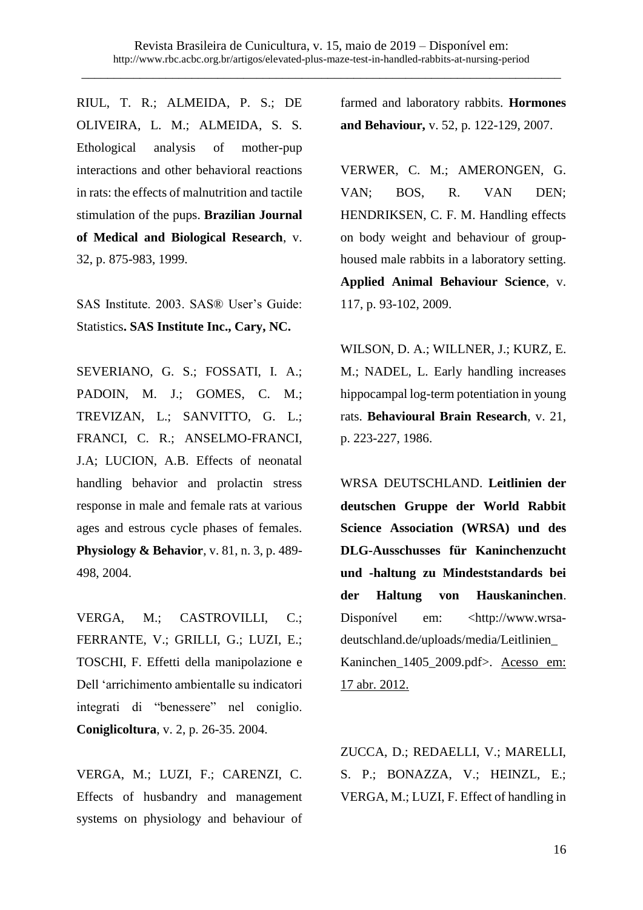RIUL, T. R.; ALMEIDA, P. S.; DE OLIVEIRA, L. M.; ALMEIDA, S. S. Ethological analysis of mother-pup interactions and other behavioral reactions in rats: the effects of malnutrition and tactile stimulation of the pups. **Brazilian Journal of Medical and Biological Research**, v. 32, p. 875-983, 1999.

SAS Institute. 2003. SAS® User's Guide: Statistics**. SAS Institute Inc., Cary, NC.**

SEVERIANO, G. S.; FOSSATI, I. A.; PADOIN, M. J.; GOMES, C. M.; TREVIZAN, L.; SANVITTO, G. L.; FRANCI, C. R.; ANSELMO-FRANCI, J.A; LUCION, A.B. Effects of neonatal handling behavior and prolactin stress response in male and female rats at various ages and estrous cycle phases of females. **Physiology & Behavior**, v. 81, n. 3, p. 489-498, 2004.

VERGA, M.; CASTROVILLI, C.; FERRANTE, V.; GRILLI, G.; LUZI, E.; TOSCHI, F. Effetti della manipolazione e Dell 'arrichimento ambientalle su indicatori integrati di "benessere" nel coniglio. **Coniglicoltura**, v. 2, p. 26-35. 2004.

VERGA, M.; LUZI, F.; CARENZI, C. Effects of husbandry and management systems on physiology and behaviour of farmed and laboratory rabbits. **Hormones and Behaviour,** v. 52, p. 122-129, 2007.

VERWER, C. M.; AMERONGEN, G. VAN; BOS, R. VAN DEN; HENDRIKSEN, C. F. M. Handling effects on body weight and behaviour of group-housed male rabbits in a laboratory setting. **Applied Animal Behaviour Science**, v. 117, p. 93-102, 2009.

WILSON, D. A.; WILLNER, J.; KURZ, E. M.; NADEL, L. Early handling increases hippocampal log-term potentiation in young rats. **Behavioural Brain Research**, v. 21, p. 223-227, 1986.

WRSA DEUTSCHLAND. **Leitlinien der deutschen Gruppe der World Rabbit Science Association (WRSA) und des DLG-Ausschusses für Kaninchenzucht und -haltung zu Mindeststandards bei der Haltung von Hauskaninchen**. Disponível em: <http://www.wrsa-deutschland.de/uploads/media/Leitlinien_Kaninchen_1405_2009.pdf>. Acesso em: 17 abr. 2012.

ZUCCA, D.; REDAELLI, V.; MARELLI, S. P.; BONAZZA, V.; HEINZL, E.; VERGA, M.; LUZI, F. Effect of handling in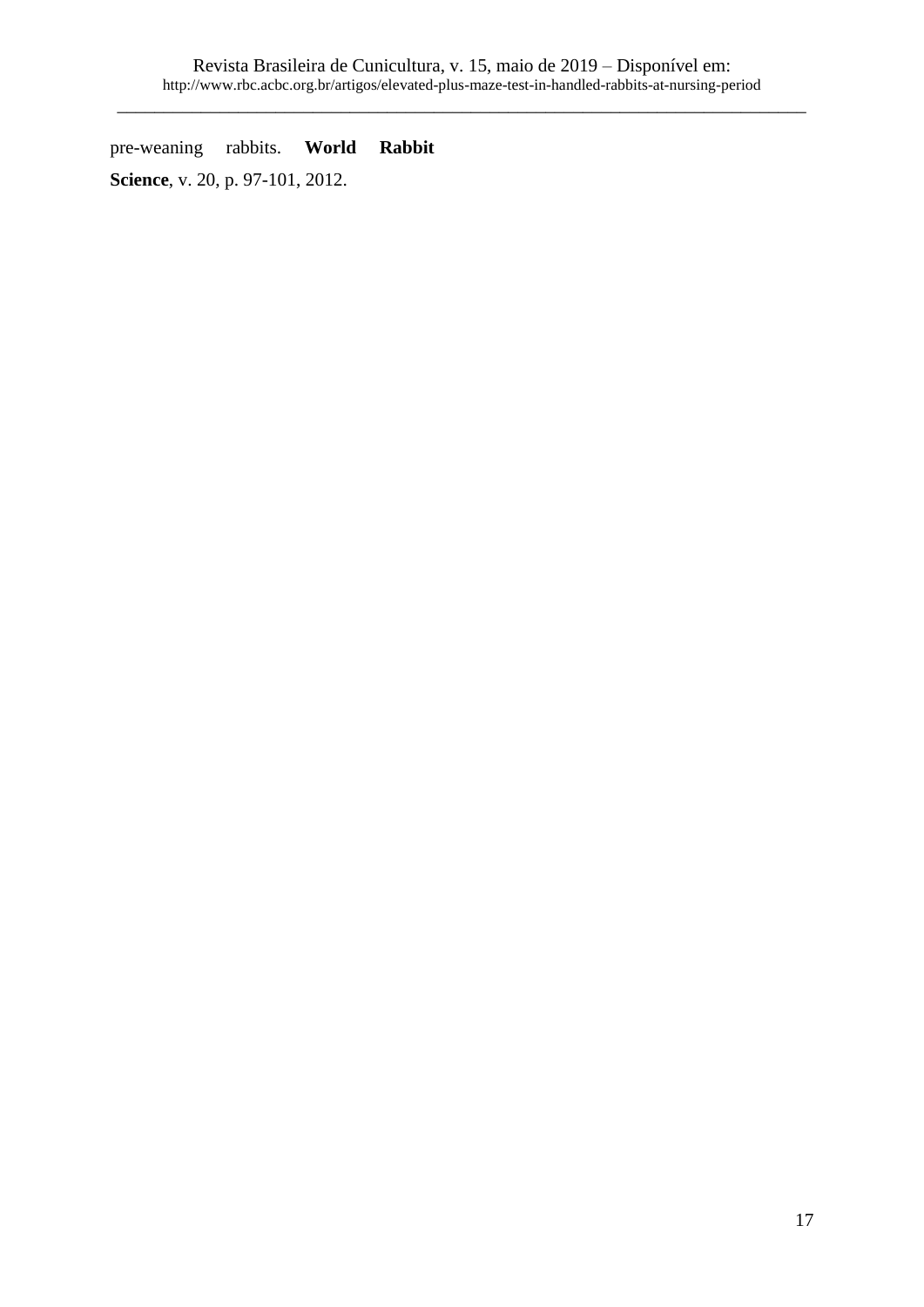pre-weaning rabbits. **World Rabbit Science**, v. 20, p. 97-101, 2012.